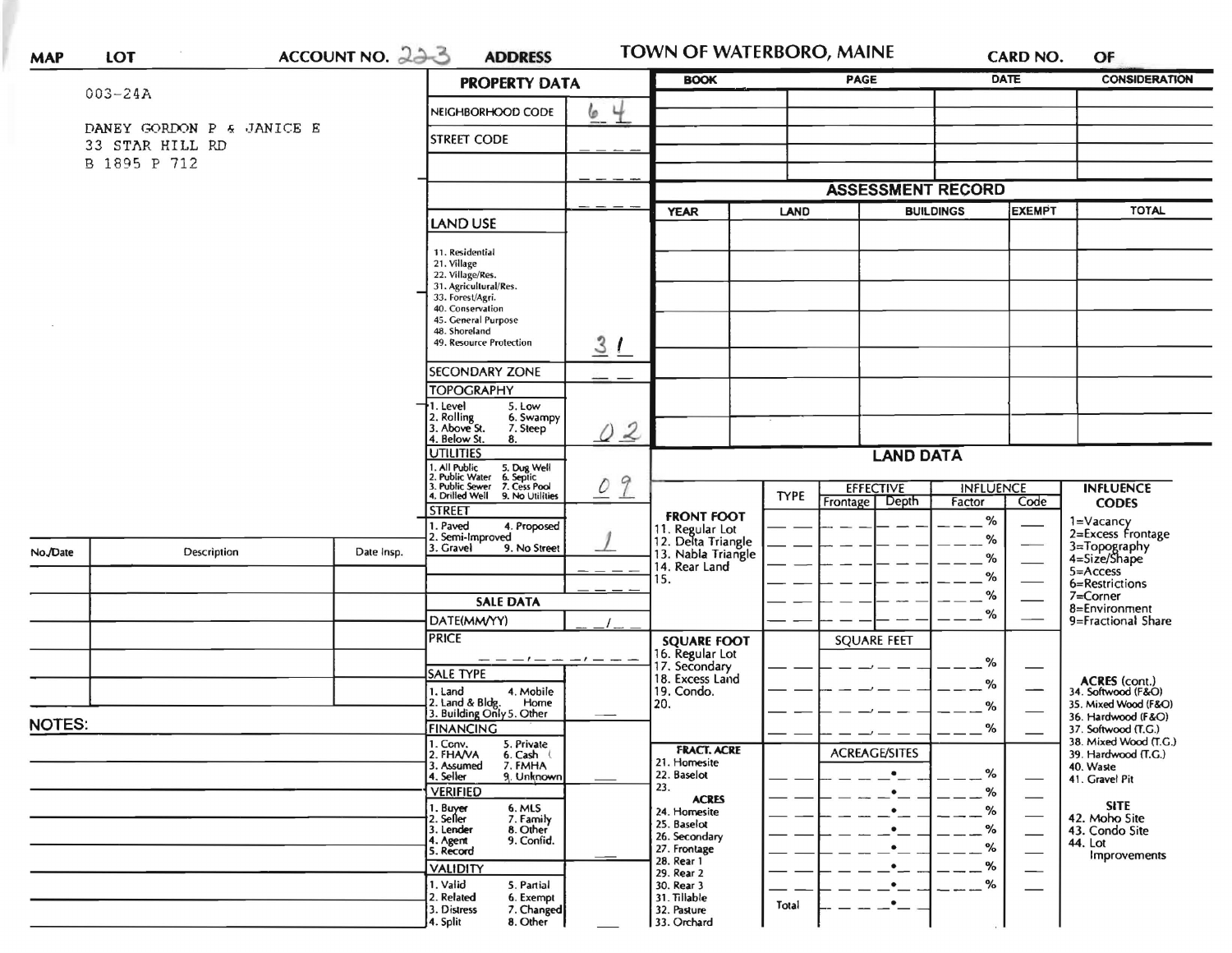MAP LOT ACCOUNT NO. 223 ADDRESS

# TOWN OF WATERBORO, MAINE

CARD NO. OF

003-24A

DANEY GORDON P & JANICE E
33 STAR HILL RD
B 1895 P 712

## PROPERTY DATA

| | |
|---|---|
| NEIGHBORHOOD CODE | 64 |
| STREET CODE | |
| | |
| | |
| LAND USE<br>11. Residential<br>21. Village<br>22. Village/Res.<br>31. Agricultural/Res.<br>33. Forest/Agri.<br>40. Conservation<br>45. General Purpose<br>48. Shoreland<br>49. Resource Protection | 31 |
| SECONDARY ZONE | |
| TOPOGRAPHY<br>1. Level 5. Low<br>2. Rolling 6. Swampy<br>3. Above St. 7. Steep<br>4. Below St. 8. | 02 |
| UTILITIES<br>1. All Public 5. Dug Well<br>2. Public Water 6. Septic<br>3. Public Sewer 7. Cess Pool<br>4. Drilled Well 9. No Utilities | 09 |
| STREET<br>1. Paved 4. Proposed<br>2. Semi-Improved<br>3. Gravel 9. No Street | 1 |
| | |
| | |

## SALE DATA

| | |
|---|---|
| DATE(MM/YY) | |
| PRICE | |
| SALE TYPE<br>1. Land 4. Mobile Home<br>2. Land & Bldg. 5. Other<br>3. Building Only | |
| FINANCING<br>1. Conv. 5. Private<br>2. FHA/VA 6. Cash<br>3. Assumed 7. FMHA<br>4. Seller 9. Unknown | |
| VERIFIED<br>1. Buyer 6. MLS<br>2. Seller 7. Family<br>3. Lender 8. Other<br>4. Agent 9. Confid.<br>5. Record | |
| VALIDITY<br>1. Valid 5. Partial<br>2. Related 6. Exempt<br>3. Distress 7. Changed<br>4. Split 8. Other | |

| BOOK | PAGE | DATE | CONSIDERATION |
|---|---|---|---|
| | | | |
| | | | |
| | | | |
| | | | |
| | | | |

## ASSESSMENT RECORD

| YEAR | LAND | BUILDINGS | EXEMPT | TOTAL |
|---|---|---|---|---|
| | | | | |
| | | | | |
| | | | | |
| | | | | |
| | | | | |
| | | | | |
| | | | | |

## LAND DATA

| | TYPE | EFFECTIVE Frontage | EFFECTIVE Depth | INFLUENCE Factor | INFLUENCE Code |
|---|---|---|---|---|---|
| **FRONT FOOT**<br>11. Regular Lot<br>12. Delta Triangle<br>13. Nabla Triangle<br>14. Rear Land<br>15. | | | | % | |
| **SQUARE FOOT**<br>16. Regular Lot<br>17. Secondary<br>18. Excess Land<br>19. Condo.<br>20. | | SQUARE FEET | | % | |
| **FRACT. ACRE**<br>21. Homesite<br>22. Baselot<br>23.<br>**ACRES**<br>24. Homesite<br>25. Baselot<br>26. Secondary<br>27. Frontage<br>28. Rear 1<br>29. Rear 2<br>30. Rear 3<br>31. Tillable<br>32. Pasture<br>33. Orchard | Total | ACREAGE/SITES | | % | |

**INFLUENCE CODES**
1=Vacancy
2=Excess Frontage
3=Topography
4=Size/Shape
5=Access
6=Restrictions
7=Corner
8=Environment
9=Fractional Share

**ACRES (cont.)**
34. Softwood (F&O)
35. Mixed Wood (F&O)
36. Hardwood (F&O)
37. Softwood (T.G.)
38. Mixed Wood (T.G.)
39. Hardwood (T.G.)
40. Waste
41. Gravel Pit

**SITE**
42. Moho Site
43. Condo Site
44. Lot Improvements

| No./Date | Description | Date Insp. |
|---|---|---|
| | | |
| | | |
| | | |
| | | |
| | | |

NOTES: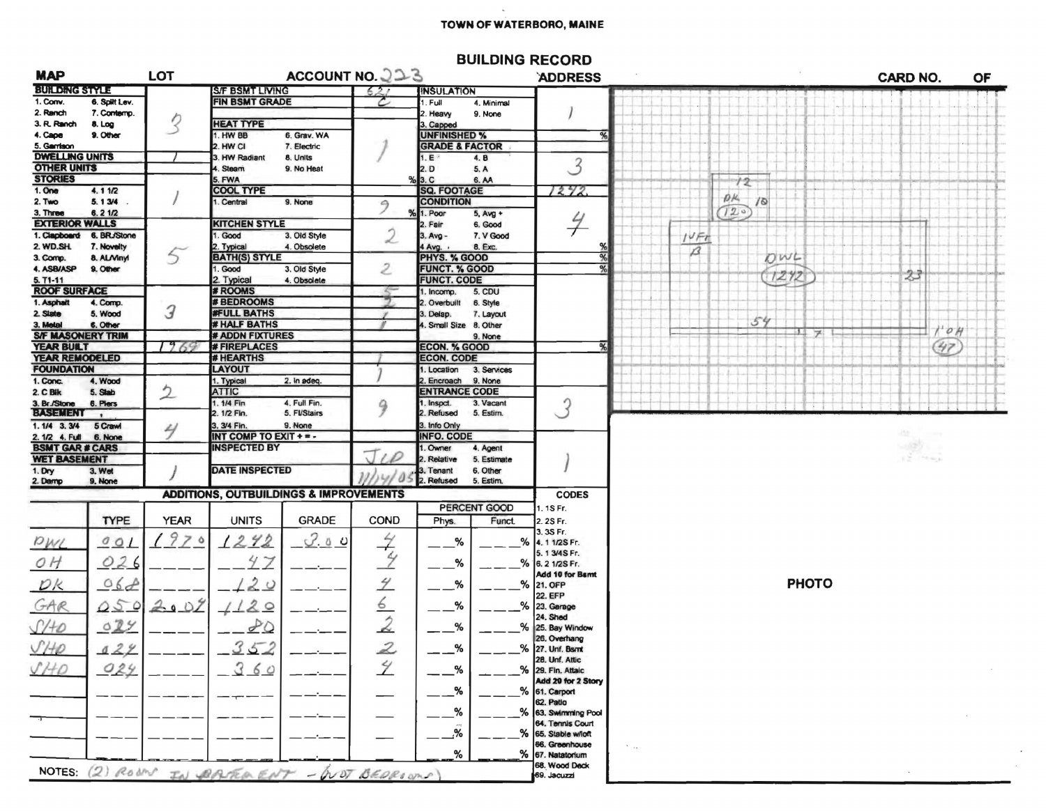TOWN OF WATERBORO, MAINE

# BUILDING RECORD

MAP | LOT | ACCOUNT NO. 223 | ADDRESS | CARD NO. | OF

| Field | Value | Field | Value | Field | Value |
|---|---|---|---|---|---|
| **BUILDING STYLE** 1. Conv. 2. Ranch 3. R. Ranch 4. Cape 5. Garrison 6. Split Lev. 7. Contemp. 8. Log 9. Other | 3 | **S/F BSMT LIVING** | 624 | **INSULATION** 1. Full 2. Heavy 3. Capped 4. Minimal 9. None | 1 |
| | | **FIN BSMT GRADE** | C | | |
| **DWELLING UNITS** | 1 | **HEAT TYPE** 1. HW BB 2. HW CI 3. HW Radiant 4. Steam 5. FWA 6. Grav. WA 7. Electric 8. Units 9. No Heat | 1 % | **UNFINISHED %** | % |
| **OTHER UNITS** | | | | **GRADE & FACTOR** 1. E 2. D 3. C 4. B 5. A 6. AA | 3 |
| **STORIES** 1. One 2. Two 3. Three 4. 1 1/2 5. 1 3/4 6. 2 1/2 | 1 | **COOL TYPE** 1. Central 9. None | 9 % | **SQ. FOOTAGE** | 1242 |
| | | | | **CONDITION** 1. Poor 2. Fair 3. Avg - 4 Avg. 5. Avg + 6. Good 7. V Good 8. Exc. | 4 |
| **EXTERIOR WALLS** 1. Clapboard 2. WD.SH. 3. Comp. 4. ASB/ASP 5. T1-11 6. BR/Stone 7. Novelty 8. AL/Vinyl 9. Other | 5 | **KITCHEN STYLE** 1. Good 2. Typical 3. Old Style 4. Obsolete | 2 | **PHYS. % GOOD** | % |
| | | **BATH(S) STYLE** 1. Good 2. Typical 3. Old Style 4. Obsolete | 2 | **FUNCT. % GOOD** | % |
| **ROOF SURFACE** 1. Asphalt 2. Slate 3. Metal 4. Comp. 5. Wood 6. Other | 3 | **# ROOMS** | 5 | **FUNCT. CODE** 1. Incomp. 2. Overbuilt 3. Delap. 4. Small Size 5. CDU 6. Style 7. Layout 8. Other 9. None | |
| | | **# BEDROOMS** | 3 | | |
| | | **#FULL BATHS** | 1 | | |
| | | **# HALF BATHS** | 1 | | |
| **S/F MASONERY TRIM** | | **# ADDN FIXTURES** | | | |
| **YEAR BUILT** | 1969 | **# FIREPLACES** | | **ECON. % GOOD** | % |
| **YEAR REMODELED** | | **# HEARTHS** | 1 | **ECON. CODE** 1. Location 2. Encroach 3. Services 9. None | |
| **FOUNDATION** 1. Conc. 2. C Blk 3. Br./Stone 4. Wood 5. Slab 6. Piers | 2 | **LAYOUT** 1. Typical 2. In adeq. | 1 | | |
| | | **ATTIC** 1. 1/4 Fin 2. 1/2 Fin. 3. 3/4 Fin. 4. Full Fin. 5. Fl/Stairs 9. None | 9 | **ENTRANCE CODE** 1. Inspct. 2. Refused 3. Info Only 3. Vacant 5. Estim. | 3 |
| **BASEMENT** 1. 1/4 2. 1/2 3. 3/4 4. Full 5 Crawl 6. None | 4 | **INT COMP TO EXIT + = -** | | **INFO. CODE** 1. Owner 2. Relative 3. Tenant 2. Refused 4. Agent 5. Estimate 6. Other 5. Estim. | 1 |
| **BSMT GAR # CARS** | | **INSPECTED BY** | JLP | | |
| **WET BASEMENT** 1. Dry 2. Damp 3. Wet 9. None | 1 | **DATE INSPECTED** | 11/14/05 | | |

Sketch: DK 12 × 10 (120); 1 1/2 Fr / B; DWL 54 × 23 (1242); 7; 1' OH (47)

## ADDITIONS, OUTBUILDINGS & IMPROVEMENTS

| | TYPE | YEAR | UNITS | GRADE | COND | PERCENT GOOD Phys. | Funct. |
|---|---|---|---|---|---|---|---|
| DWL | 001 | 1970 | 1242 | 3.00 | 4 | % | % |
| OH | 026 | | 47 | | 4 | % | % |
| DK | 068 | | 120 | | 4 | % | % |
| GAR | 050 | 2004 | 1120 | | 6 | % | % |
| SHD | 024 | | 80 | | 2 | % | % |
| SHD | 024 | | 352 | | 2 | % | % |
| SHD | 024 | | 360 | | 4 | % | % |
| | | | | | | % | % |
| | | | | | | % | % |
| | | | | | | % | % |
| | | | | | | % | % |

**CODES**
1. 1S Fr.
2. 2S Fr.
3. 3S Fr.
4. 1 1/2S Fr.
5. 1 3/4S Fr.
6. 2 1/2S Fr.

Add 10 for Bsmt
21. OFP
22. EFP
23. Garage
24. Shed
25. Bay Window
26. Overhang
27. Unf. Bsmt
28. Unf. Attic
29. Fin. Attaic

Add 20 for 2 Story
61. Carport
62. Patio
63. Swimming Pool
64. Tennis Court
65. Stable w/loft
66. Greenhouse
67. Natatorium
68. Wood Deck
69. Jacuzzi

PHOTO

NOTES: (2) ROOMS IN BASEMENT - (NOT BEDROOMS)